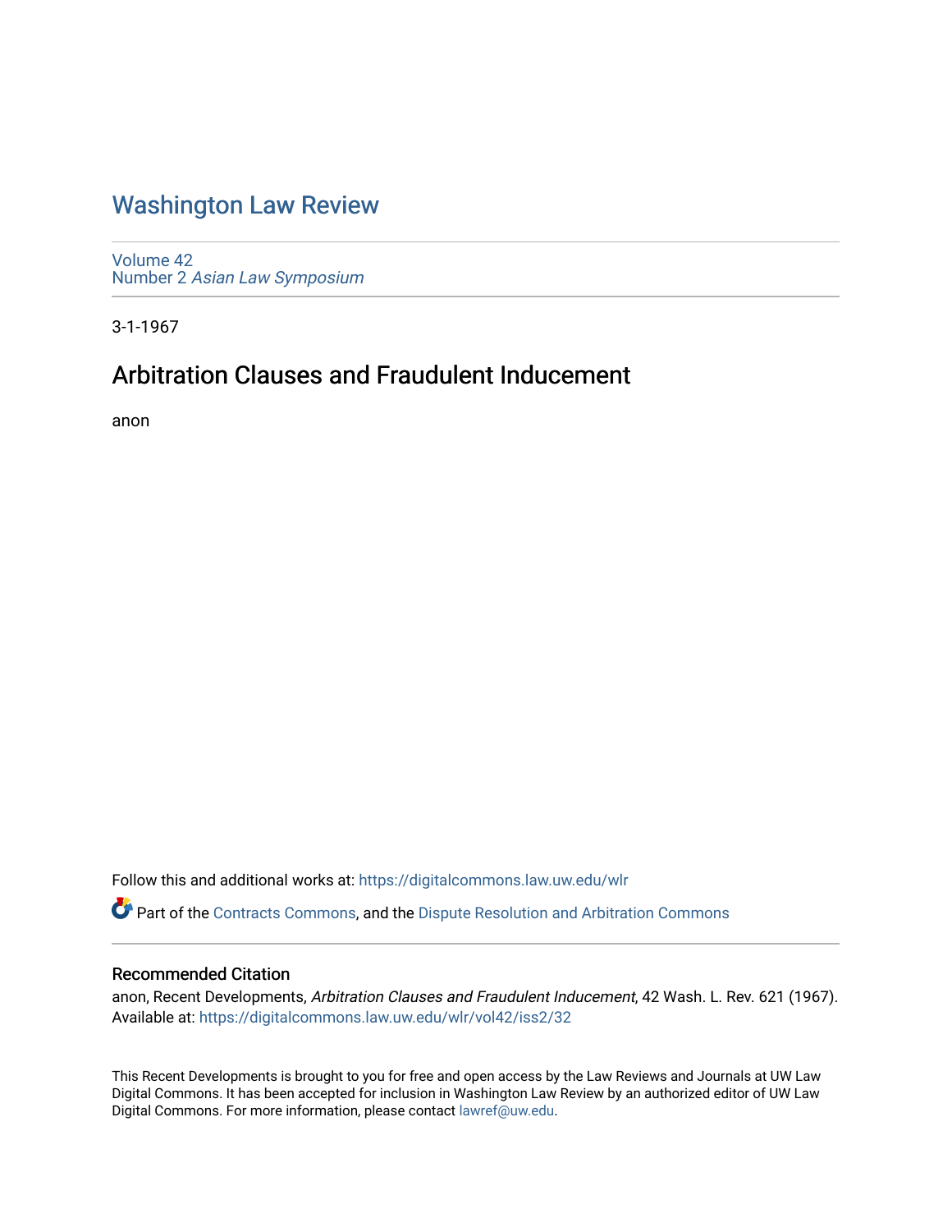# Washington Law Review

Volume 42
Number 2 *Asian Law Symposium*

3-1-1967

## Arbitration Clauses and Fraudulent Inducement

anon

Follow this and additional works at: https://digitalcommons.law.uw.edu/wlr

Part of the Contracts Commons, and the Dispute Resolution and Arbitration Commons

### Recommended Citation

anon, Recent Developments, *Arbitration Clauses and Fraudulent Inducement*, 42 Wash. L. Rev. 621 (1967).
Available at: https://digitalcommons.law.uw.edu/wlr/vol42/iss2/32

This Recent Developments is brought to you for free and open access by the Law Reviews and Journals at UW Law Digital Commons. It has been accepted for inclusion in Washington Law Review by an authorized editor of UW Law Digital Commons. For more information, please contact lawref@uw.edu.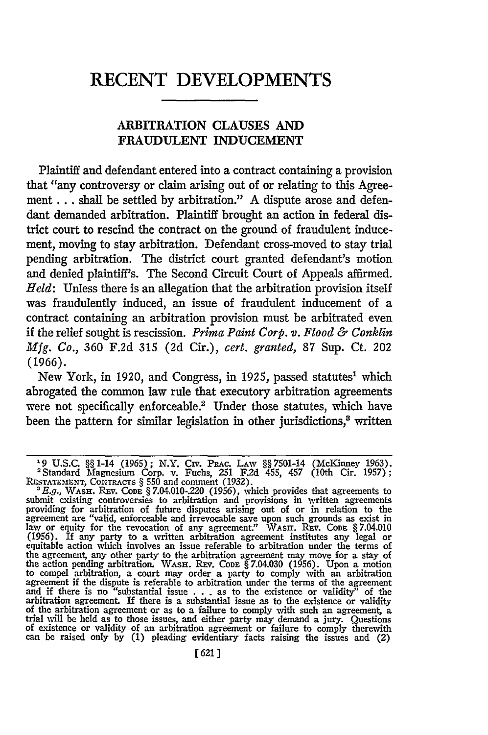# RECENT DEVELOPMENTS

## ARBITRATION CLAUSES AND FRAUDULENT INDUCEMENT

Plaintiff and defendant entered into a contract containing a provision that "any controversy or claim arising out of or relating to this Agreement . . . shall be settled by arbitration." A dispute arose and defendant demanded arbitration. Plaintiff brought an action in federal district court to rescind the contract on the ground of fraudulent inducement, moving to stay arbitration. Defendant cross-moved to stay trial pending arbitration. The district court granted defendant's motion and denied plaintiff's. The Second Circuit Court of Appeals affirmed. *Held*: Unless there is an allegation that the arbitration provision itself was fraudulently induced, an issue of fraudulent inducement of a contract containing an arbitration provision must be arbitrated even if the relief sought is rescission. *Prima Paint Corp. v. Flood & Conklin Mfg. Co.*, 360 F.2d 315 (2d Cir.), *cert. granted*, 87 Sup. Ct. 202 (1966).

New York, in 1920, and Congress, in 1925, passed statutes[1] which abrogated the common law rule that executory arbitration agreements were not specifically enforceable.[2] Under those statutes, which have been the pattern for similar legislation in other jurisdictions,[3] written

---

[1] 9 U.S.C. §§ 1-14 (1965); N.Y. Civ. Prac. Law §§ 7501-14 (McKinney 1963).

[2] Standard Magnesium Corp. v. Fuchs, 251 F.2d 455, 457 (10th Cir. 1957); Restatement, Contracts § 550 and comment (1932).

[3] *E.g.*, Wash. Rev. Code § 7.04.010-.220 (1956), which provides that agreements to submit existing controversies to arbitration and provisions in written agreements providing for arbitration of future disputes arising out of or in relation to the agreement are "valid, enforceable and irrevocable save upon such grounds as exist in law or equity for the revocation of any agreement." Wash. Rev. Code § 7.04.010 (1956). If any party to a written arbitration agreement institutes any legal or equitable action which involves an issue referable to arbitration under the terms of the agreement, any other party to the arbitration agreement may move for a stay of the action pending arbitration. Wash. Rev. Code § 7.04.030 (1956). Upon a motion to compel arbitration, a court may order a party to comply with an arbitration agreement if the dispute is referable to arbitration under the terms of the agreement and if there is no "substantial issue . . . as to the existence or validity" of the arbitration agreement. If there is a substantial issue as to the existence or validity of the arbitration agreement or as to a failure to comply with such an agreement, a trial will be held as to those issues, and either party may demand a jury. Questions of existence or validity of an arbitration agreement or failure to comply therewith can be raised only by (1) pleading evidentiary facts raising the issues and (2)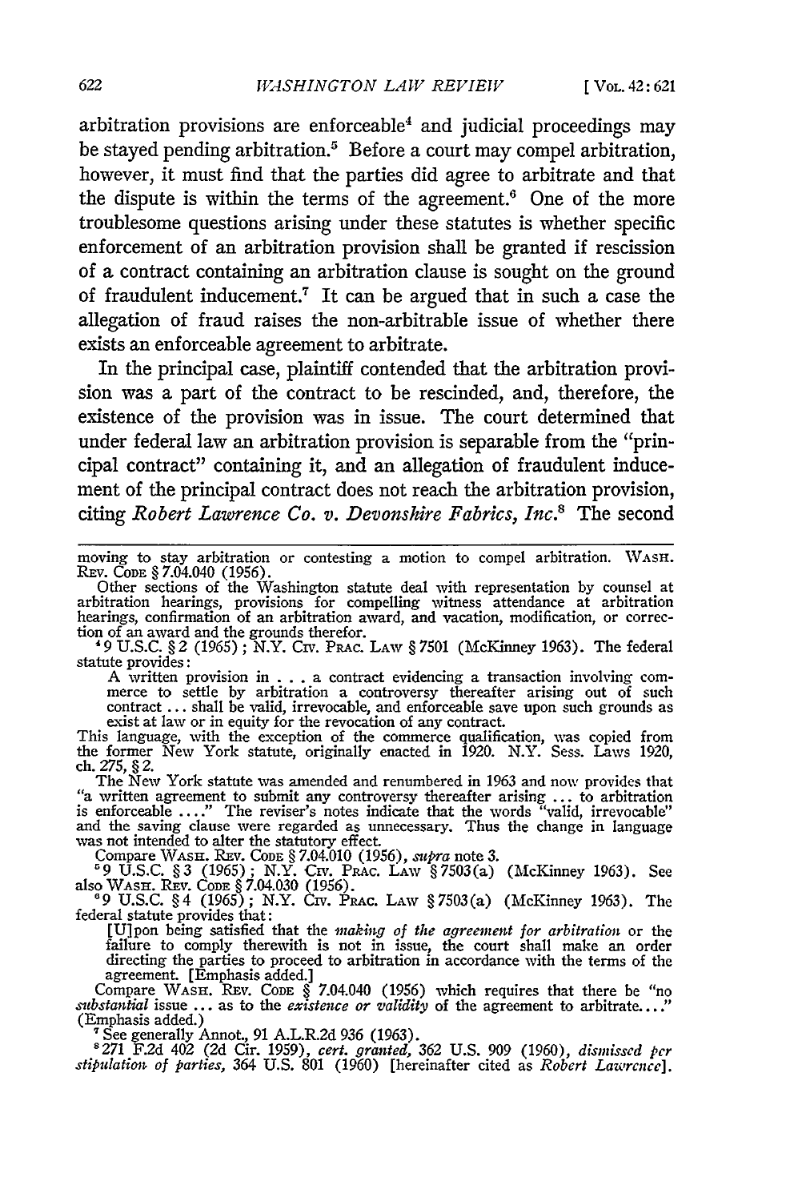arbitration provisions are enforceable[4] and judicial proceedings may be stayed pending arbitration.[5] Before a court may compel arbitration, however, it must find that the parties did agree to arbitrate and that the dispute is within the terms of the agreement.[6] One of the more troublesome questions arising under these statutes is whether specific enforcement of an arbitration provision shall be granted if rescission of a contract containing an arbitration clause is sought on the ground of fraudulent inducement.[7] It can be argued that in such a case the allegation of fraud raises the non-arbitrable issue of whether there exists an enforceable agreement to arbitrate.

In the principal case, plaintiff contended that the arbitration provision was a part of the contract to be rescinded, and, therefore, the existence of the provision was in issue. The court determined that under federal law an arbitration provision is separable from the "principal contract" containing it, and an allegation of fraudulent inducement of the principal contract does not reach the arbitration provision, citing *Robert Lawrence Co. v. Devonshire Fabrics, Inc.*[8] The second

---

moving to stay arbitration or contesting a motion to compel arbitration. WASH. REV. CODE § 7.04.040 (1956).

Other sections of the Washington statute deal with representation by counsel at arbitration hearings, provisions for compelling witness attendance at arbitration hearings, confirmation of an arbitration award, and vacation, modification, or correction of an award and the grounds therefor.

[4] 9 U.S.C. § 2 (1965); N.Y. CIV. PRAC. LAW § 7501 (McKinney 1963). The federal statute provides:

> A written provision in . . . a contract evidencing a transaction involving commerce to settle by arbitration a controversy thereafter arising out of such contract ... shall be valid, irrevocable, and enforceable save upon such grounds as exist at law or in equity for the revocation of any contract.

This language, with the exception of the commerce qualification, was copied from the former New York statute, originally enacted in 1920. N.Y. Sess. Laws 1920, ch. 275, § 2.

The New York statute was amended and renumbered in 1963 and now provides that "a written agreement to submit any controversy thereafter arising ... to arbitration is enforceable ...." The reviser's notes indicate that the words "valid, irrevocable" and the saving clause were regarded as unnecessary. Thus the change in language was not intended to alter the statutory effect.

Compare WASH. REV. CODE § 7.04.010 (1956), *supra* note 3.

[5] 9 U.S.C. § 3 (1965); N.Y. CIV. PRAC. LAW § 7503(a) (McKinney 1963). See also WASH. REV. CODE § 7.04.030 (1956).

[6] 9 U.S.C. § 4 (1965); N.Y. CIV. PRAC. LAW § 7503(a) (McKinney 1963). The federal statute provides that:

> [U]pon being satisfied that the *making of the agreement for arbitration* or the failure to comply therewith is not in issue, the court shall make an order directing the parties to proceed to arbitration in accordance with the terms of the agreement. [Emphasis added.]

Compare WASH. REV. CODE § 7.04.040 (1956) which requires that there be "no *substantial* issue ... as to the *existence or validity* of the agreement to arbitrate...." (Emphasis added.)

[7] See generally Annot., 91 A.L.R.2d 936 (1963).

[8] 271 F.2d 402 (2d Cir. 1959), *cert. granted*, 362 U.S. 909 (1960), *dismissed per stipulation of parties*, 364 U.S. 801 (1960) [hereinafter cited as *Robert Lawrence*].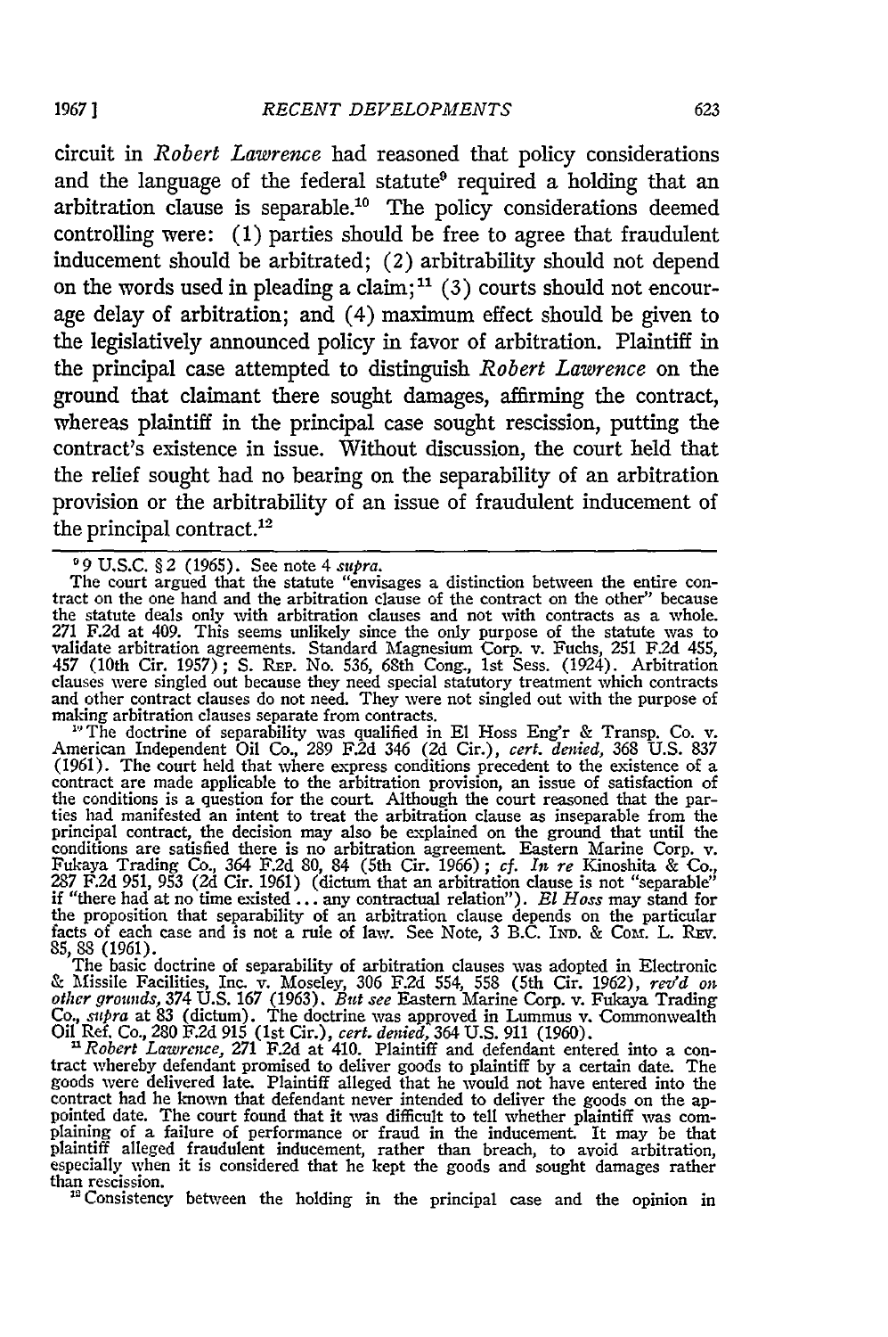circuit in *Robert Lawrence* had reasoned that policy considerations and the language of the federal statute[9] required a holding that an arbitration clause is separable.[10] The policy considerations deemed controlling were: (1) parties should be free to agree that fraudulent inducement should be arbitrated; (2) arbitrability should not depend on the words used in pleading a claim;[11] (3) courts should not encourage delay of arbitration; and (4) maximum effect should be given to the legislatively announced policy in favor of arbitration. Plaintiff in the principal case attempted to distinguish *Robert Lawrence* on the ground that claimant there sought damages, affirming the contract, whereas plaintiff in the principal case sought rescission, putting the contract's existence in issue. Without discussion, the court held that the relief sought had no bearing on the separability of an arbitration provision or the arbitrability of an issue of fraudulent inducement of the principal contract.[12]

---

[9] 9 U.S.C. § 2 (1965). See note 4 *supra*.

The court argued that the statute "envisages a distinction between the entire contract on the one hand and the arbitration clause of the contract on the other" because the statute deals only with arbitration clauses and not with contracts as a whole. 271 F.2d at 409. This seems unlikely since the only purpose of the statute was to validate arbitration agreements. Standard Magnesium Corp. v. Fuchs, 251 F.2d 455, 457 (10th Cir. 1957); S. Rep. No. 536, 68th Cong., 1st Sess. (1924). Arbitration clauses were singled out because they need special statutory treatment which contracts and other contract clauses do not need. They were not singled out with the purpose of making arbitration clauses separate from contracts.

[10] The doctrine of separability was qualified in El Hoss Eng'r & Transp. Co. v. American Independent Oil Co., 289 F.2d 346 (2d Cir.), *cert. denied*, 368 U.S. 837 (1961). The court held that where express conditions precedent to the existence of a contract are made applicable to the arbitration provision, an issue of satisfaction of the conditions is a question for the court. Although the court reasoned that the parties had manifested an intent to treat the arbitration clause as inseparable from the principal contract, the decision may also be explained on the ground that until the conditions are satisfied there is no arbitration agreement. Eastern Marine Corp. v. Fukaya Trading Co., 364 F.2d 80, 84 (5th Cir. 1966); *cf. In re* Kinoshita & Co., 287 F.2d 951, 953 (2d Cir. 1961) (dictum that an arbitration clause is not "separable" if "there had at no time existed . . . any contractual relation"). *El Hoss* may stand for the proposition that separability of an arbitration clause depends on the particular facts of each case and is not a rule of law. See Note, 3 B.C. Ind. & Com. L. Rev. 85, 88 (1961).

The basic doctrine of separability of arbitration clauses was adopted in Electronic & Missile Facilities, Inc. v. Moseley, 306 F.2d 554, 558 (5th Cir. 1962), *rev'd on other grounds*, 374 U.S. 167 (1963). *But see* Eastern Marine Corp. v. Fukaya Trading Co., *supra* at 83 (dictum). The doctrine was approved in Lummus v. Commonwealth Oil Ref. Co., 280 F.2d 915 (1st Cir.), *cert. denied*, 364 U.S. 911 (1960).

[11] *Robert Lawrence*, 271 F.2d at 410. Plaintiff and defendant entered into a contract whereby defendant promised to deliver goods to plaintiff by a certain date. The goods were delivered late. Plaintiff alleged that he would not have entered into the contract had he known that defendant never intended to deliver the goods on the appointed date. The court found that it was difficult to tell whether plaintiff was complaining of a failure of performance or fraud in the inducement. It may be that plaintiff alleged fraudulent inducement, rather than breach, to avoid arbitration, especially when it is considered that he kept the goods and sought damages rather than rescission.

[12] Consistency between the holding in the principal case and the opinion in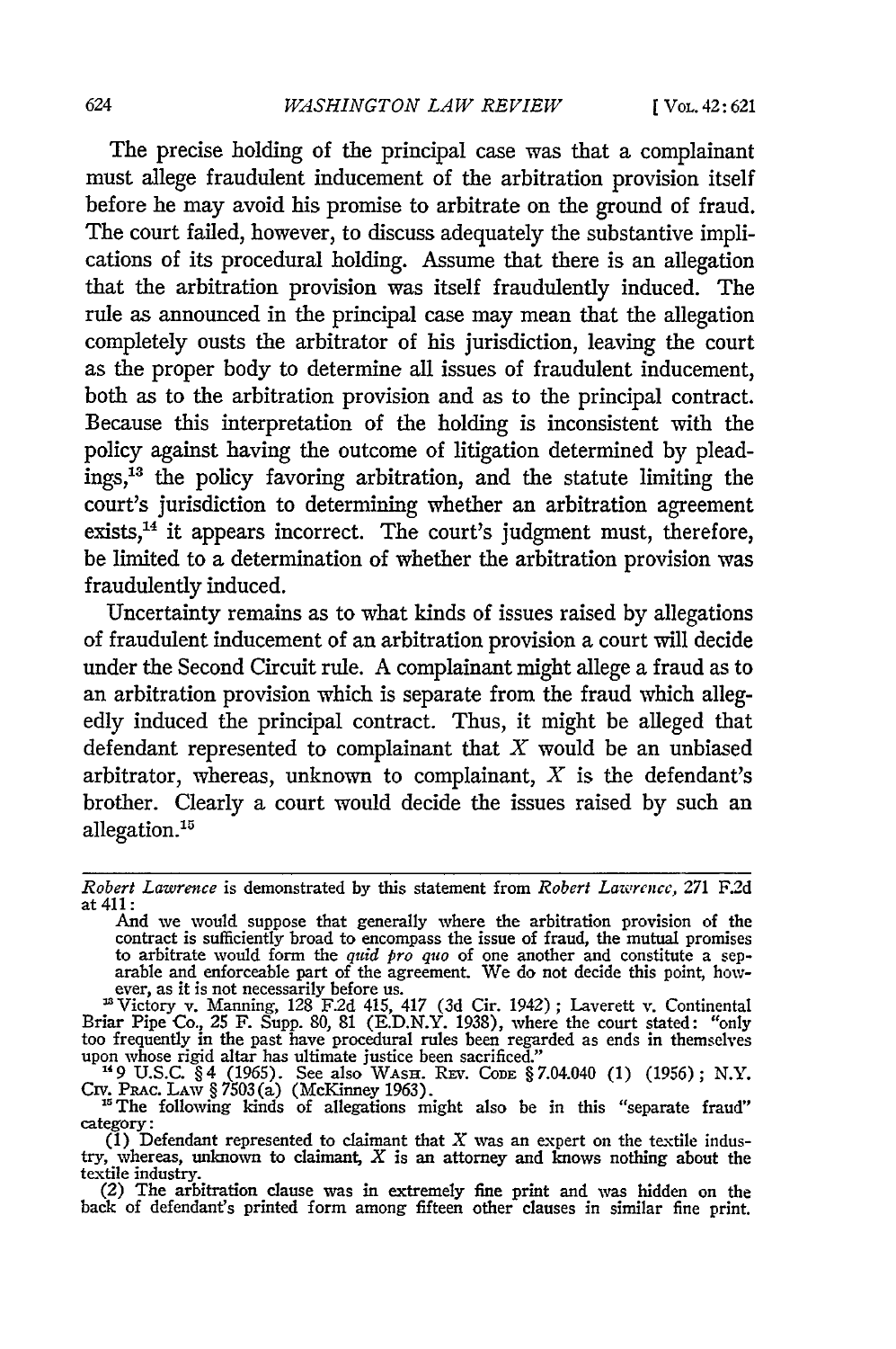The precise holding of the principal case was that a complainant must allege fraudulent inducement of the arbitration provision itself before he may avoid his promise to arbitrate on the ground of fraud. The court failed, however, to discuss adequately the substantive implications of its procedural holding. Assume that there is an allegation that the arbitration provision was itself fraudulently induced. The rule as announced in the principal case may mean that the allegation completely ousts the arbitrator of his jurisdiction, leaving the court as the proper body to determine all issues of fraudulent inducement, both as to the arbitration provision and as to the principal contract. Because this interpretation of the holding is inconsistent with the policy against having the outcome of litigation determined by pleadings,[13] the policy favoring arbitration, and the statute limiting the court's jurisdiction to determining whether an arbitration agreement exists,[14] it appears incorrect. The court's judgment must, therefore, be limited to a determination of whether the arbitration provision was fraudulently induced.

Uncertainty remains as to what kinds of issues raised by allegations of fraudulent inducement of an arbitration provision a court will decide under the Second Circuit rule. A complainant might allege a fraud as to an arbitration provision which is separate from the fraud which allegedly induced the principal contract. Thus, it might be alleged that defendant represented to complainant that *X* would be an unbiased arbitrator, whereas, unknown to complainant, *X* is the defendant's brother. Clearly a court would decide the issues raised by such an allegation.[15]

---

*Robert Lawrence* is demonstrated by this statement from *Robert Lawrence*, 271 F.2d at 411:

> And we would suppose that generally where the arbitration provision of the contract is sufficiently broad to encompass the issue of fraud, the mutual promises to arbitrate would form the *quid pro quo* of one another and constitute a separable and enforceable part of the agreement. We do not decide this point, however, as it is not necessarily before us.

[13] Victory v. Manning, 128 F.2d 415, 417 (3d Cir. 1942); Laverett v. Continental Briar Pipe Co., 25 F. Supp. 80, 81 (E.D.N.Y. 1938), where the court stated: "only too frequently in the past have procedural rules been regarded as ends in themselves upon whose rigid altar has ultimate justice been sacrificed."

[14] 9 U.S.C. § 4 (1965). See also WASH. REV. CODE § 7.04.040 (1) (1956); N.Y. CIV. PRAC. LAW § 7503(a) (McKinney 1963).

[15] The following kinds of allegations might also be in this "separate fraud" category:

(1) Defendant represented to claimant that *X* was an expert on the textile industry, whereas, unknown to claimant, *X* is an attorney and knows nothing about the textile industry.

(2) The arbitration clause was in extremely fine print and was hidden on the back of defendant's printed form among fifteen other clauses in similar fine print.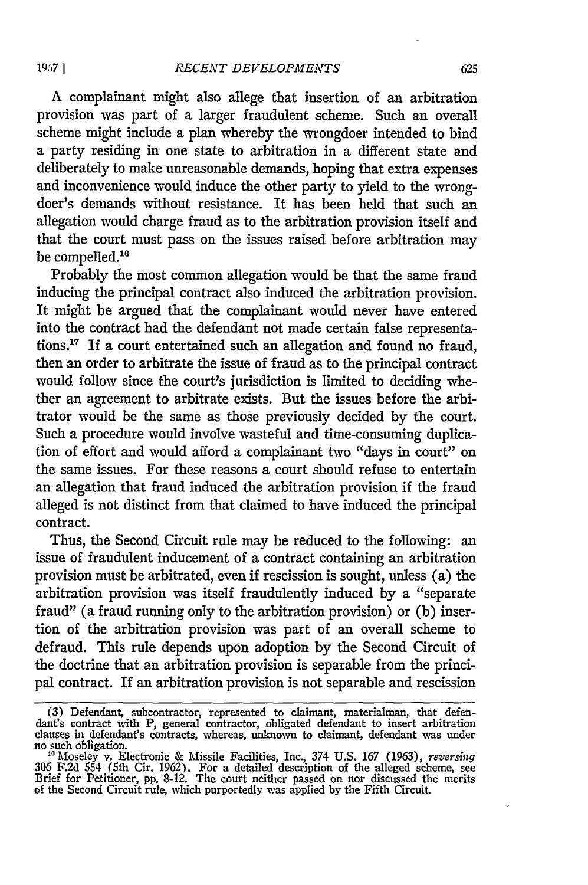A complainant might also allege that insertion of an arbitration provision was part of a larger fraudulent scheme. Such an overall scheme might include a plan whereby the wrongdoer intended to bind a party residing in one state to arbitration in a different state and deliberately to make unreasonable demands, hoping that extra expenses and inconvenience would induce the other party to yield to the wrongdoer's demands without resistance. It has been held that such an allegation would charge fraud as to the arbitration provision itself and that the court must pass on the issues raised before arbitration may be compelled.[16]

Probably the most common allegation would be that the same fraud inducing the principal contract also induced the arbitration provision. It might be argued that the complainant would never have entered into the contract had the defendant not made certain false representations.[17] If a court entertained such an allegation and found no fraud, then an order to arbitrate the issue of fraud as to the principal contract would follow since the court's jurisdiction is limited to deciding whether an agreement to arbitrate exists. But the issues before the arbitrator would be the same as those previously decided by the court. Such a procedure would involve wasteful and time-consuming duplication of effort and would afford a complainant two "days in court" on the same issues. For these reasons a court should refuse to entertain an allegation that fraud induced the arbitration provision if the fraud alleged is not distinct from that claimed to have induced the principal contract.

Thus, the Second Circuit rule may be reduced to the following: an issue of fraudulent inducement of a contract containing an arbitration provision must be arbitrated, even if rescission is sought, unless (a) the arbitration provision was itself fraudulently induced by a "separate fraud" (a fraud running only to the arbitration provision) or (b) insertion of the arbitration provision was part of an overall scheme to defraud. This rule depends upon adoption by the Second Circuit of the doctrine that an arbitration provision is separable from the principal contract. If an arbitration provision is not separable and rescission

---

(3) Defendant, subcontractor, represented to claimant, materialman, that defendant's contract with P, general contractor, obligated defendant to insert arbitration clauses in defendant's contracts, whereas, unknown to claimant, defendant was under no such obligation.

[16] Moseley v. Electronic & Missile Facilities, Inc., 374 U.S. 167 (1963), *reversing* 306 F.2d 554 (5th Cir. 1962). For a detailed description of the alleged scheme, see Brief for Petitioner, pp. 8-12. The court neither passed on nor discussed the merits of the Second Circuit rule, which purportedly was applied by the Fifth Circuit.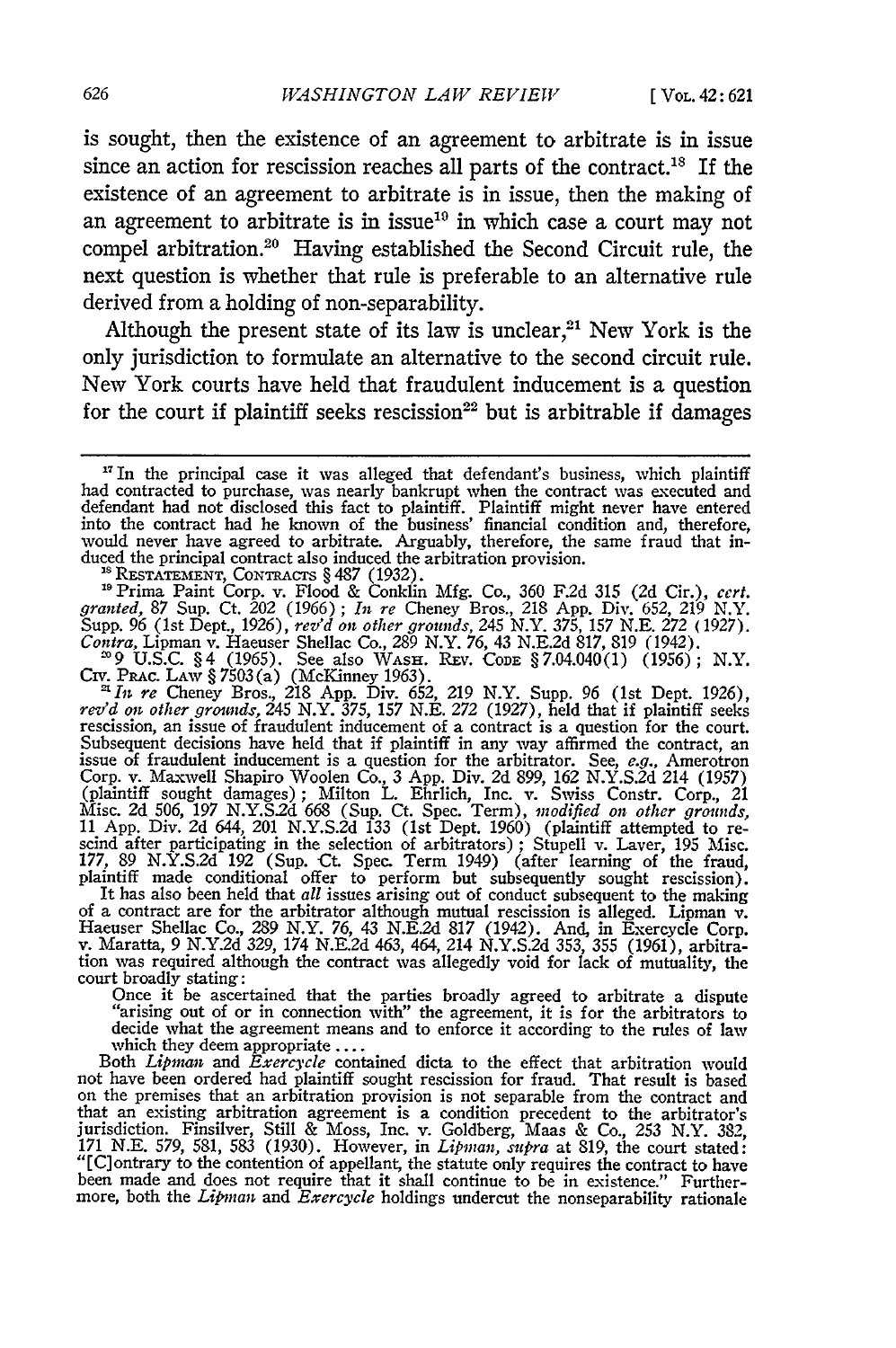is sought, then the existence of an agreement to arbitrate is in issue since an action for rescission reaches all parts of the contract.[18] If the existence of an agreement to arbitrate is in issue, then the making of an agreement to arbitrate is in issue[19] in which case a court may not compel arbitration.[20] Having established the Second Circuit rule, the next question is whether that rule is preferable to an alternative rule derived from a holding of non-separability.

Although the present state of its law is unclear,[21] New York is the only jurisdiction to formulate an alternative to the second circuit rule. New York courts have held that fraudulent inducement is a question for the court if plaintiff seeks rescission[22] but is arbitrable if damages

---

[17] In the principal case it was alleged that defendant's business, which plaintiff had contracted to purchase, was nearly bankrupt when the contract was executed and defendant had not disclosed this fact to plaintiff. Plaintiff might never have entered into the contract had he known of the business' financial condition and, therefore, would never have agreed to arbitrate. Arguably, therefore, the same fraud that induced the principal contract also induced the arbitration provision.

[18] RESTATEMENT, CONTRACTS § 487 (1932).

[19] Prima Paint Corp. v. Flood & Conklin Mfg. Co., 360 F.2d 315 (2d Cir.), *cert. granted*, 87 Sup. Ct. 202 (1966); *In re* Cheney Bros., 218 App. Div. 652, 219 N.Y. Supp. 96 (1st Dept., 1926), *rev'd on other grounds*, 245 N.Y. 375, 157 N.E. 272 (1927). *Contra*, Lipman v. Haeuser Shellac Co., 289 N.Y. 76, 43 N.E.2d 817, 819 (1942).

[20] 9 U.S.C. § 4 (1965). See also WASH. REV. CODE § 7.04.040(1) (1956); N.Y. CIV. PRAC. LAW § 7503(a) (McKinney 1963).

[21] *In re* Cheney Bros., 218 App. Div. 652, 219 N.Y. Supp. 96 (1st Dept. 1926), *rev'd on other grounds*, 245 N.Y. 375, 157 N.E. 272 (1927), held that if plaintiff seeks rescission, an issue of fraudulent inducement of a contract is a question for the court. Subsequent decisions have held that if plaintiff in any way affirmed the contract, an issue of fraudulent inducement is a question for the arbitrator. See, *e.g.*, Amerotron Corp. v. Maxwell Shapiro Woolen Co., 3 App. Div. 2d 899, 162 N.Y.S.2d 214 (1957) (plaintiff sought damages); Milton L. Ehrlich, Inc. v. Swiss Constr. Corp., 21 Misc. 2d 506, 197 N.Y.S.2d 668 (Sup. Ct. Spec. Term), *modified on other grounds*, 11 App. Div. 2d 644, 201 N.Y.S.2d 133 (1st Dept. 1960) (plaintiff attempted to rescind after participating in the selection of arbitrators); Stupell v. Laver, 195 Misc. 177, 89 N.Y.S.2d 192 (Sup. Ct. Spec. Term 1949) (after learning of the fraud, plaintiff made conditional offer to perform but subsequently sought rescission).

It has also been held that *all* issues arising out of conduct subsequent to the making of a contract are for the arbitrator although mutual rescission is alleged. Lipman v. Haeuser Shellac Co., 289 N.Y. 76, 43 N.E.2d 817 (1942). And, in Exercycle Corp. v. Maratta, 9 N.Y.2d 329, 174 N.E.2d 463, 464, 214 N.Y.S.2d 353, 355 (1961), arbitration was required although the contract was allegedly void for lack of mutuality, the court broadly stating:

> Once it be ascertained that the parties broadly agreed to arbitrate a dispute "arising out of or in connection with" the agreement, it is for the arbitrators to decide what the agreement means and to enforce it according to the rules of law which they deem appropriate ....

Both *Lipman* and *Exercycle* contained dicta to the effect that arbitration would not have been ordered had plaintiff sought rescission for fraud. That result is based on the premises that an arbitration provision is not separable from the contract and that an existing arbitration agreement is a condition precedent to the arbitrator's jurisdiction. Finsilver, Still & Moss, Inc. v. Goldberg, Maas & Co., 253 N.Y. 382, 171 N.E. 579, 581, 583 (1930). However, in *Lipman*, *supra* at 819, the court stated: "[C]ontrary to the contention of appellant, the statute only requires the contract to have been made and does not require that it shall continue to be in existence." Furthermore, both the *Lipman* and *Exercycle* holdings undercut the nonseparability rationale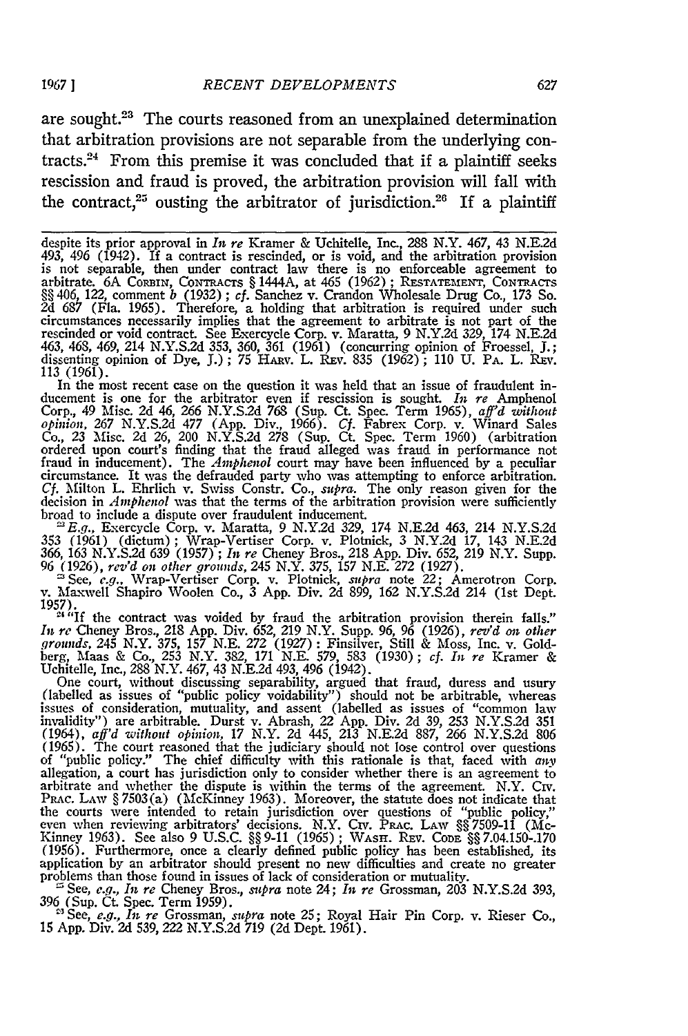are sought.[23] The courts reasoned from an unexplained determination that arbitration provisions are not separable from the underlying contracts.[24] From this premise it was concluded that if a plaintiff seeks rescission and fraud is proved, the arbitration provision will fall with the contract,[25] ousting the arbitrator of jurisdiction.[26] If a plaintiff

---

despite its prior approval in *In re* Kramer & Uchitelle, Inc., 288 N.Y. 467, 43 N.E.2d 493, 496 (1942). If a contract is rescinded, or is void, and the arbitration provision is not separable, then under contract law there is no enforceable agreement to arbitrate. 6A CORBIN, CONTRACTS § 1444A, at 465 (1962); RESTATEMENT, CONTRACTS §§ 406, 122, comment *b* (1932); *cf.* Sanchez v. Crandon Wholesale Drug Co., 173 So. 2d 687 (Fla. 1965). Therefore, a holding that arbitration is required under such circumstances necessarily implies that the agreement to arbitrate is not part of the rescinded or void contract. See Exercycle Corp. v. Maratta, 9 N.Y.2d 329, 174 N.E.2d 463, 468, 469, 214 N.Y.S.2d 353, 360, 361 (1961) (concurring opinion of Froessel, J.; dissenting opinion of Dye, J.); 75 HARV. L. REV. 835 (1962); 110 U. PA. L. REV. 113 (1961).

In the most recent case on the question it was held that an issue of fraudulent inducement is one for the arbitrator even if rescission is sought. *In re* Amphenol Corp., 49 Misc. 2d 46, 266 N.Y.S.2d 768 (Sup. Ct. Spec. Term 1965), *aff'd without opinion*, 267 N.Y.S.2d 477 (App. Div., 1966). *Cf.* Fabrex Corp. v. Winard Sales Co., 23 Misc. 2d 26, 200 N.Y.S.2d 278 (Sup. Ct. Spec. Term 1960) (arbitration ordered upon court's finding that the fraud alleged was fraud in performance not fraud in inducement). The *Amphenol* court may have been influenced by a peculiar circumstance. It was the defrauded party who was attempting to enforce arbitration. *Cf.* Milton L. Ehrlich v. Swiss Constr. Co., *supra*. The only reason given for the decision in *Amphenol* was that the terms of the arbitration provision were sufficiently broad to include a dispute over fraudulent inducement.

[23] *E.g.*, Exercycle Corp. v. Maratta, 9 N.Y.2d 329, 174 N.E.2d 463, 214 N.Y.S.2d 353 (1961) (dictum); Wrap-Vertiser Corp. v. Plotnick, 3 N.Y.2d 17, 143 N.E.2d 366, 163 N.Y.S.2d 639 (1957); *In re* Cheney Bros., 218 App. Div. 652, 219 N.Y. Supp. 96 (1926), *rev'd on other grounds*, 245 N.Y. 375, 157 N.E. 272 (1927).

[24] See, *e.g.*, Wrap-Vertiser Corp. v. Plotnick, *supra* note 22; Amerotron Corp. v. Maxwell Shapiro Woolen Co., 3 App. Div. 2d 899, 162 N.Y.S.2d 214 (1st Dept. 1957).

[25] "If the contract was voided by fraud the arbitration provision therein falls." *In re* Cheney Bros., 218 App. Div. 652, 219 N.Y. Supp. 96, 96 (1926), *rev'd on other grounds*, 245 N.Y. 375, 157 N.E. 272 (1927); Finsilver, Still & Moss, Inc. v. Goldberg, Maas & Co., 253 N.Y. 382, 171 N.E. 579, 583 (1930); *cf. In re* Kramer & Uchitelle, Inc., 288 N.Y. 467, 43 N.E.2d 493, 496 (1942).

One court, without discussing separability, argued that fraud, duress and usury (labelled as issues of "public policy voidability") should not be arbitrable, whereas issues of consideration, mutuality, and assent (labelled as issues of "common law invalidity") are arbitrable. Durst v. Abrash, 22 App. Div. 2d 39, 253 N.Y.S.2d 351 (1964), *aff'd without opinion*, 17 N.Y. 2d 445, 213 N.E.2d 887, 266 N.Y.S.2d 806 (1965). The court reasoned that the judiciary should not lose control over questions of "public policy." The chief difficulty with this rationale is that, faced with *any* allegation, a court has jurisdiction only to consider whether there is an agreement to arbitrate and whether the dispute is within the terms of the agreement. N.Y. CIV. PRAC. LAW § 7503(a) (McKinney 1963). Moreover, the statute does not indicate that the courts were intended to retain jurisdiction over questions of "public policy," even when reviewing arbitrators' decisions. N.Y. CIV. PRAC. LAW §§ 7509-11 (McKinney 1963). See also 9 U.S.C. §§ 9-11 (1965); WASH. REV. CODE §§ 7.04.150-.170 (1956). Furthermore, once a clearly defined public policy has been established, its application by an arbitrator should present no new difficulties and create no greater problems than those found in issues of lack of consideration or mutuality.

[25] See, *e.g.*, *In re* Cheney Bros., *supra* note 24; *In re* Grossman, 203 N.Y.S.2d 393, 396 (Sup. Ct. Spec. Term 1959).

[26] See, *e.g.*, *In re* Grossman, *supra* note 25; Royal Hair Pin Corp. v. Rieser Co., 15 App. Div. 2d 539, 222 N.Y.S.2d 719 (2d Dept. 1961).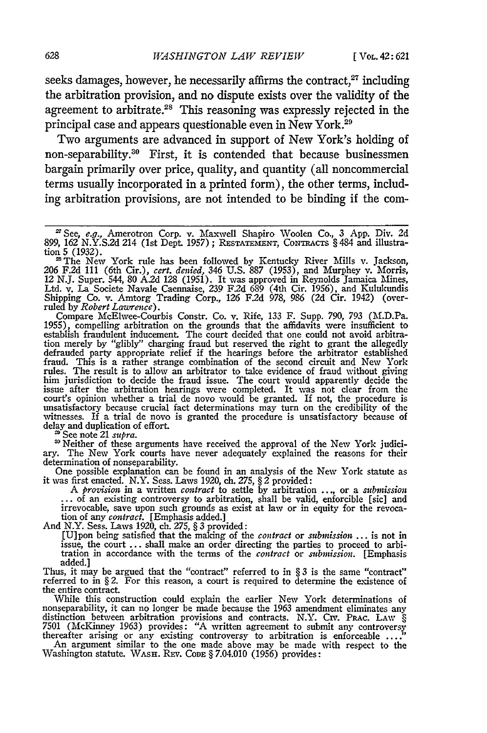seeks damages, however, he necessarily affirms the contract,[27] including the arbitration provision, and no dispute exists over the validity of the agreement to arbitrate.[28] This reasoning was expressly rejected in the principal case and appears questionable even in New York.[29]

Two arguments are advanced in support of New York's holding of non-separability.[30] First, it is contended that because businessmen bargain primarily over price, quality, and quantity (all noncommercial terms usually incorporated in a printed form), the other terms, including arbitration provisions, are not intended to be binding if the com-

---

[27] See, *e.g.*, Amerotron Corp. v. Maxwell Shapiro Woolen Co., 3 App. Div. 2d 899, 162 N.Y.S.2d 214 (1st Dept. 1957); RESTATEMENT, CONTRACTS § 484 and illustration 5 (1932).

[28] The New York rule has been followed by Kentucky River Mills v. Jackson, 206 F.2d 111 (6th Cir.), *cert. denied*, 346 U.S. 887 (1953), and Murphey v. Morris, 12 N.J. Super. 544, 80 A.2d 128 (1951). It was approved in Reynolds Jamaica Mines, Ltd. v. La Societe Navale Caennaise, 239 F.2d 689 (4th Cir. 1956), and Kulukundis Shipping Co. v. Amtorg Trading Corp., 126 F.2d 978, 986 (2d Cir. 1942) (overruled by *Robert Lawrence*).

Compare McElwee-Courbis Constr. Co. v. Rife, 133 F. Supp. 790, 793 (M.D.Pa. 1955), compelling arbitration on the grounds that the affidavits were insufficient to establish fraudulent inducement. The court decided that one could not avoid arbitration merely by "glibly" charging fraud but reserved the right to grant the allegedly defrauded party appropriate relief if the hearings before the arbitrator established fraud. This is a rather strange combination of the second circuit and New York rules. The result is to allow an arbitrator to take evidence of fraud without giving him jurisdiction to decide the fraud issue. The court would apparently decide the issue after the arbitration hearings were completed. It was not clear from the court's opinion whether a trial de novo would be granted. If not, the procedure is unsatisfactory because crucial fact determinations may turn on the credibility of the witnesses. If a trial de novo is granted the procedure is unsatisfactory because of delay and duplication of effort.

[29] See note 21 *supra*.

[30] Neither of these arguments have received the approval of the New York judiciary. The New York courts have never adequately explained the reasons for their determination of nonseparability.

One possible explanation can be found in an analysis of the New York statute as it was first enacted. N.Y. Sess. Laws 1920, ch. 275, § 2 provided:

> A *provision* in a written *contract* to settle by arbitration ..., or a *submission* ... of an existing controversy to arbitration, shall be valid, enforcible [sic] and irrevocable, save upon such grounds as exist at law or in equity for the revocation of any *contract*. [Emphasis added.]

And N.Y. Sess. Laws 1920, ch. 275, § 3 provided:

> [U]pon being satisfied that the making of the *contract* or *submission* ... is not in issue, the court ... shall make an order directing the parties to proceed to arbitration in accordance with the terms of the *contract* or *submission*. [Emphasis added.]

Thus, it may be argued that the "contract" referred to in § 3 is the same "contract" referred to in § 2. For this reason, a court is required to determine the existence of the entire contract.

While this construction could explain the earlier New York determinations of nonseparability, it can no longer be made because the 1963 amendment eliminates any distinction between arbitration provisions and contracts. N.Y. CIV. PRAC. LAW § 7501 (McKinney 1963) provides: "A written agreement to submit any controversy thereafter arising or any existing controversy to arbitration is enforceable ...."

An argument similar to the one made above may be made with respect to the Washington statute. WASH. REV. CODE § 7.04.010 (1956) provides: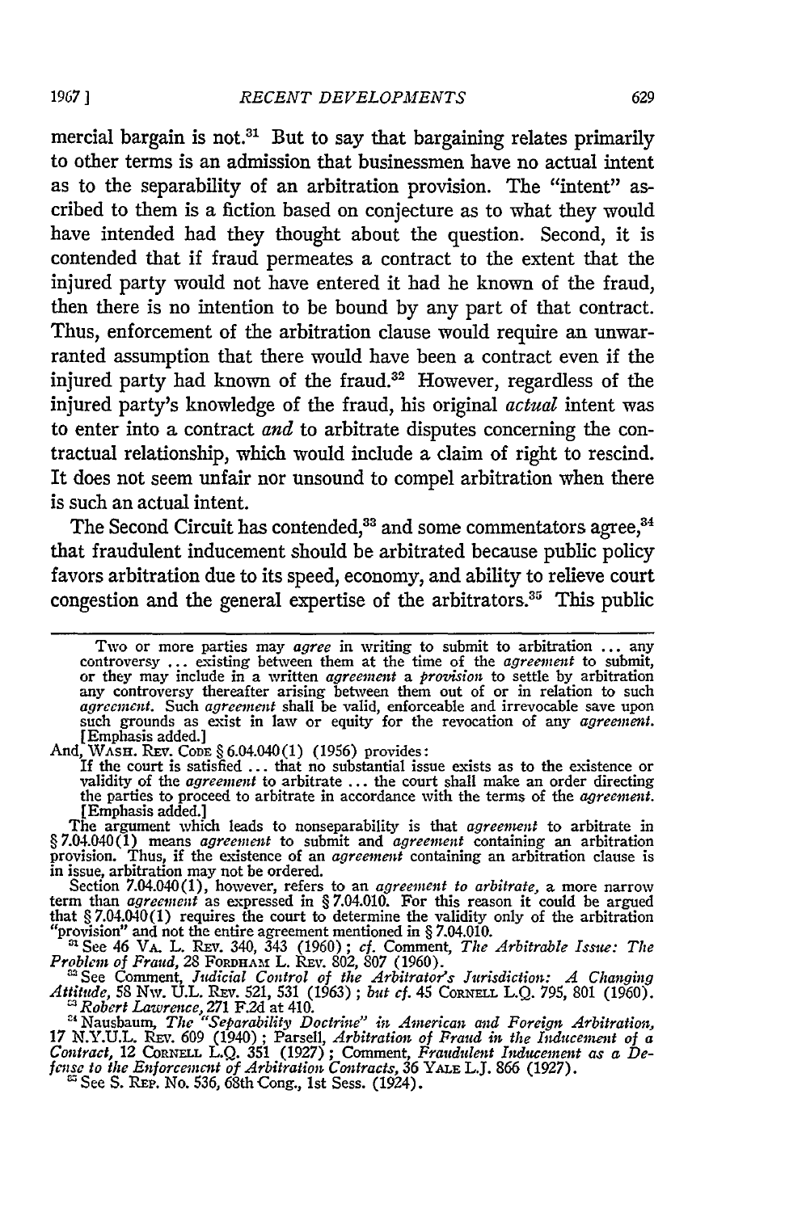mercial bargain is not.[31] But to say that bargaining relates primarily to other terms is an admission that businessmen have no actual intent as to the separability of an arbitration provision. The "intent" ascribed to them is a fiction based on conjecture as to what they would have intended had they thought about the question. Second, it is contended that if fraud permeates a contract to the extent that the injured party would not have entered it had he known of the fraud, then there is no intention to be bound by any part of that contract. Thus, enforcement of the arbitration clause would require an unwarranted assumption that there would have been a contract even if the injured party had known of the fraud.[32] However, regardless of the injured party's knowledge of the fraud, his original *actual* intent was to enter into a contract *and* to arbitrate disputes concerning the contractual relationship, which would include a claim of right to rescind. It does not seem unfair nor unsound to compel arbitration when there is such an actual intent.

The Second Circuit has contended,[33] and some commentators agree,[34] that fraudulent inducement should be arbitrated because public policy favors arbitration due to its speed, economy, and ability to relieve court congestion and the general expertise of the arbitrators.[35] This public

---

> Two or more parties may *agree* in writing to submit to arbitration ... any controversy ... existing between them at the time of the *agreement* to submit, or they may include in a written *agreement* a *provision* to settle by arbitration any controversy thereafter arising between them out of or in relation to such *agreement*. Such *agreement* shall be valid, enforceable and irrevocable save upon such grounds as exist in law or equity for the revocation of any *agreement*. [Emphasis added.]

And, WASH. REV. CODE § 6.04.040(1) (1956) provides:

> If the court is satisfied ... that no substantial issue exists as to the existence or validity of the *agreement* to arbitrate ... the court shall make an order directing the parties to proceed to arbitrate in accordance with the terms of the *agreement*. [Emphasis added.]

The argument which leads to nonseparability is that *agreement* to arbitrate in § 7.04.040(1) means *agreement* to submit and *agreement* containing an arbitration provision. Thus, if the existence of an *agreement* containing an arbitration clause is in issue, arbitration may not be ordered.

Section 7.04.040(1), however, refers to an *agreement to arbitrate*, a more narrow term than *agreement* as expressed in § 7.04.010. For this reason it could be argued that § 7.04.040(1) requires the court to determine the validity only of the arbitration "provision" and not the entire agreement mentioned in § 7.04.010.

[31] See 46 VA. L. REV. 340, 343 (1960); *cf.* Comment, *The Arbitrable Issue: The Problem of Fraud*, 28 FORDHAM L. REV. 802, 807 (1960).

[32] See Comment, *Judicial Control of the Arbitrator's Jurisdiction: A Changing Attitude*, 58 NW. U.L. REV. 521, 531 (1963); *but cf.* 45 CORNELL L.Q. 795, 801 (1960).

[33] *Robert Lawrence*, 271 F.2d at 410.

[34] Nausbaum, *The "Separability Doctrine" in American and Foreign Arbitration*, 17 N.Y.U.L. REV. 609 (1940); Parsell, *Arbitration of Fraud in the Inducement of a Contract*, 12 CORNELL L.Q. 351 (1927); Comment, *Fraudulent Inducement as a Defense to the Enforcement of Arbitration Contracts*, 36 YALE L.J. 866 (1927).

[35] See S. REP. No. 536, 68th Cong., 1st Sess. (1924).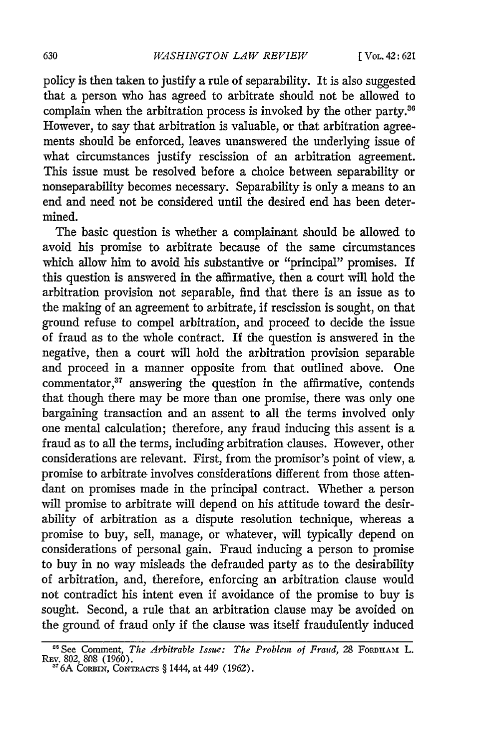policy is then taken to justify a rule of separability. It is also suggested that a person who has agreed to arbitrate should not be allowed to complain when the arbitration process is invoked by the other party.[36] However, to say that arbitration is valuable, or that arbitration agreements should be enforced, leaves unanswered the underlying issue of what circumstances justify rescission of an arbitration agreement. This issue must be resolved before a choice between separability or nonseparability becomes necessary. Separability is only a means to an end and need not be considered until the desired end has been determined.

The basic question is whether a complainant should be allowed to avoid his promise to arbitrate because of the same circumstances which allow him to avoid his substantive or "principal" promises. If this question is answered in the affirmative, then a court will hold the arbitration provision not separable, find that there is an issue as to the making of an agreement to arbitrate, if rescission is sought, on that ground refuse to compel arbitration, and proceed to decide the issue of fraud as to the whole contract. If the question is answered in the negative, then a court will hold the arbitration provision separable and proceed in a manner opposite from that outlined above. One commentator,[37] answering the question in the affirmative, contends that though there may be more than one promise, there was only one bargaining transaction and an assent to all the terms involved only one mental calculation; therefore, any fraud inducing this assent is a fraud as to all the terms, including arbitration clauses. However, other considerations are relevant. First, from the promisor's point of view, a promise to arbitrate involves considerations different from those attendant on promises made in the principal contract. Whether a person will promise to arbitrate will depend on his attitude toward the desirability of arbitration as a dispute resolution technique, whereas a promise to buy, sell, manage, or whatever, will typically depend on considerations of personal gain. Fraud inducing a person to promise to buy in no way misleads the defrauded party as to the desirability of arbitration, and, therefore, enforcing an arbitration clause would not contradict his intent even if avoidance of the promise to buy is sought. Second, a rule that an arbitration clause may be avoided on the ground of fraud only if the clause was itself fraudulently induced

---

[36] See Comment, *The Arbitrable Issue: The Problem of Fraud*, 28 FORDHAM L. REV. 802, 808 (1960).

[37] 6A CORBIN, CONTRACTS § 1444, at 449 (1962).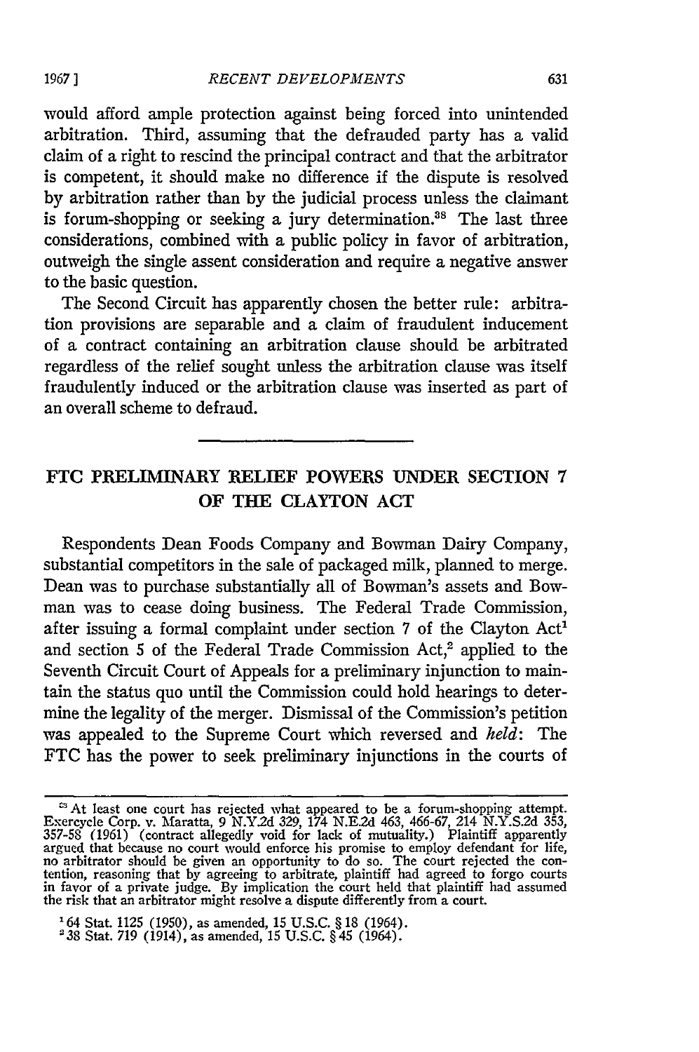would afford ample protection against being forced into unintended arbitration. Third, assuming that the defrauded party has a valid claim of a right to rescind the principal contract and that the arbitrator is competent, it should make no difference if the dispute is resolved by arbitration rather than by the judicial process unless the claimant is forum-shopping or seeking a jury determination.[38] The last three considerations, combined with a public policy in favor of arbitration, outweigh the single assent consideration and require a negative answer to the basic question.

The Second Circuit has apparently chosen the better rule: arbitration provisions are separable and a claim of fraudulent inducement of a contract containing an arbitration clause should be arbitrated regardless of the relief sought unless the arbitration clause was itself fraudulently induced or the arbitration clause was inserted as part of an overall scheme to defraud.

## FTC PRELIMINARY RELIEF POWERS UNDER SECTION 7 OF THE CLAYTON ACT

Respondents Dean Foods Company and Bowman Dairy Company, substantial competitors in the sale of packaged milk, planned to merge. Dean was to purchase substantially all of Bowman's assets and Bowman was to cease doing business. The Federal Trade Commission, after issuing a formal complaint under section 7 of the Clayton Act[1] and section 5 of the Federal Trade Commission Act,[2] applied to the Seventh Circuit Court of Appeals for a preliminary injunction to maintain the status quo until the Commission could hold hearings to determine the legality of the merger. Dismissal of the Commission's petition was appealed to the Supreme Court which reversed and *held*: The FTC has the power to seek preliminary injunctions in the courts of

---

[38] At least one court has rejected what appeared to be a forum-shopping attempt. Exercycle Corp. v. Maratta, 9 N.Y.2d 329, 174 N.E.2d 463, 466-67, 214 N.Y.S.2d 353, 357-58 (1961) (contract allegedly void for lack of mutuality.) Plaintiff apparently argued that because no court would enforce his promise to employ defendant for life, no arbitrator should be given an opportunity to do so. The court rejected the contention, reasoning that by agreeing to arbitrate, plaintiff had agreed to forgo courts in favor of a private judge. By implication the court held that plaintiff had assumed the risk that an arbitrator might resolve a dispute differently from a court.

[1] 64 Stat. 1125 (1950), as amended, 15 U.S.C. § 18 (1964).

[2] 38 Stat. 719 (1914), as amended, 15 U.S.C. § 45 (1964).